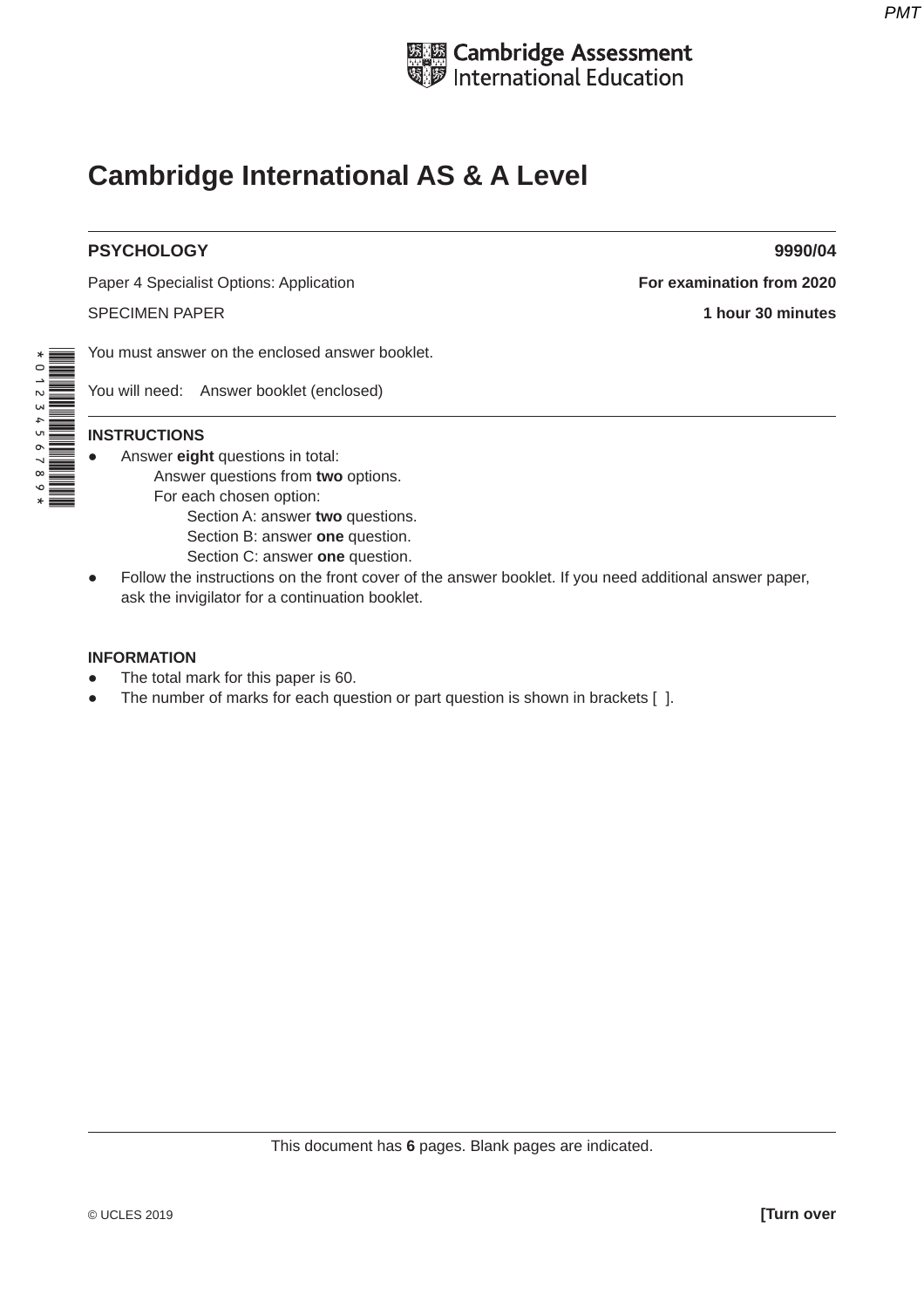Cambridge Assessment International Education

# Cambridge International AS & A Level

**PSYCHOLOGY** **9990/04**

Paper 4 Specialist Options: Application **For examination from 2020**

SPECIMEN PAPER **1 hour 30 minutes**

You must answer on the enclosed answer booklet.

You will need: Answer booklet (enclosed)

**INSTRUCTIONS**

- Answer **eight** questions in total:
  - Answer questions from **two** options.
  - For each chosen option:
    - Section A: answer **two** questions.
    - Section B: answer **one** question.
    - Section C: answer **one** question.
- Follow the instructions on the front cover of the answer booklet. If you need additional answer paper, ask the invigilator for a continuation booklet.

**INFORMATION**

- The total mark for this paper is 60.
- The number of marks for each question or part question is shown in brackets [ ].

This document has **6** pages. Blank pages are indicated.

© UCLES 2019 **[Turn over**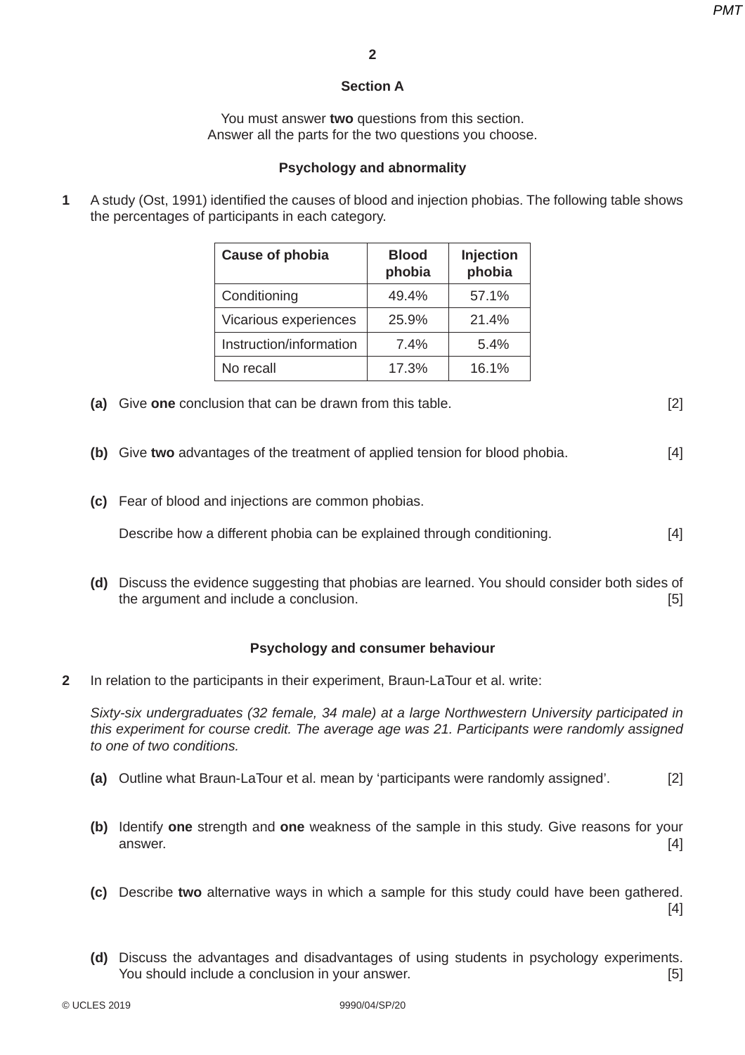## Section A

You must answer **two** questions from this section.
Answer all the parts for the two questions you choose.

### Psychology and abnormality

**1** A study (Ost, 1991) identified the causes of blood and injection phobias. The following table shows the percentages of participants in each category.

| Cause of phobia | Blood phobia | Injection phobia |
|---|---|---|
| Conditioning | 49.4% | 57.1% |
| Vicarious experiences | 25.9% | 21.4% |
| Instruction/information | 7.4% | 5.4% |
| No recall | 17.3% | 16.1% |

**(a)** Give **one** conclusion that can be drawn from this table. [2]

**(b)** Give **two** advantages of the treatment of applied tension for blood phobia. [4]

**(c)** Fear of blood and injections are common phobias.

Describe how a different phobia can be explained through conditioning. [4]

**(d)** Discuss the evidence suggesting that phobias are learned. You should consider both sides of the argument and include a conclusion. [5]

### Psychology and consumer behaviour

**2** In relation to the participants in their experiment, Braun-LaTour et al. write:

*Sixty-six undergraduates (32 female, 34 male) at a large Northwestern University participated in this experiment for course credit. The average age was 21. Participants were randomly assigned to one of two conditions.*

**(a)** Outline what Braun-LaTour et al. mean by 'participants were randomly assigned'. [2]

**(b)** Identify **one** strength and **one** weakness of the sample in this study. Give reasons for your answer. [4]

**(c)** Describe **two** alternative ways in which a sample for this study could have been gathered. [4]

**(d)** Discuss the advantages and disadvantages of using students in psychology experiments. You should include a conclusion in your answer. [5]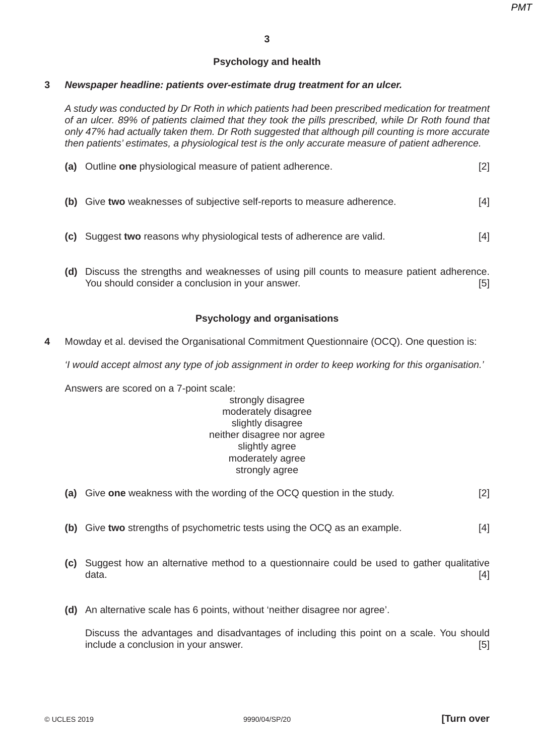## Psychology and health

**3** ***Newspaper headline: patients over-estimate drug treatment for an ulcer.***

*A study was conducted by Dr Roth in which patients had been prescribed medication for treatment of an ulcer. 89% of patients claimed that they took the pills prescribed, while Dr Roth found that only 47% had actually taken them. Dr Roth suggested that although pill counting is more accurate then patients' estimates, a physiological test is the only accurate measure of patient adherence.*

**(a)** Outline **one** physiological measure of patient adherence. [2]

**(b)** Give **two** weaknesses of subjective self-reports to measure adherence. [4]

**(c)** Suggest **two** reasons why physiological tests of adherence are valid. [4]

**(d)** Discuss the strengths and weaknesses of using pill counts to measure patient adherence. You should consider a conclusion in your answer. [5]

## Psychology and organisations

**4** Mowday et al. devised the Organisational Commitment Questionnaire (OCQ). One question is:

*'I would accept almost any type of job assignment in order to keep working for this organisation.'*

Answers are scored on a 7-point scale:

strongly disagree
moderately disagree
slightly disagree
neither disagree nor agree
slightly agree
moderately agree
strongly agree

**(a)** Give **one** weakness with the wording of the OCQ question in the study. [2]

**(b)** Give **two** strengths of psychometric tests using the OCQ as an example. [4]

**(c)** Suggest how an alternative method to a questionnaire could be used to gather qualitative data. [4]

**(d)** An alternative scale has 6 points, without 'neither disagree nor agree'.

Discuss the advantages and disadvantages of including this point on a scale. You should include a conclusion in your answer. [5]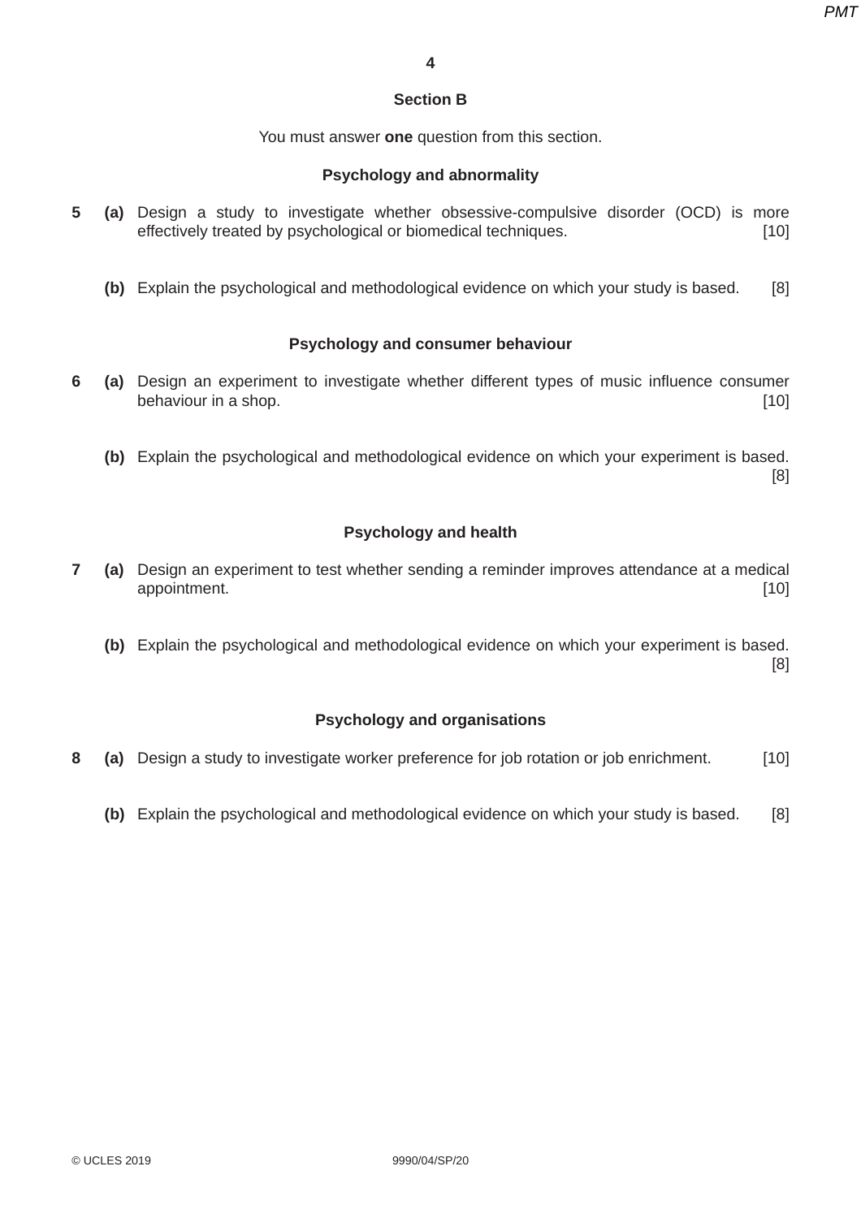## Section B

You must answer **one** question from this section.

### Psychology and abnormality

**5** **(a)** Design a study to investigate whether obsessive-compulsive disorder (OCD) is more effectively treated by psychological or biomedical techniques. [10]

**(b)** Explain the psychological and methodological evidence on which your study is based. [8]

### Psychology and consumer behaviour

**6** **(a)** Design an experiment to investigate whether different types of music influence consumer behaviour in a shop. [10]

**(b)** Explain the psychological and methodological evidence on which your experiment is based. [8]

### Psychology and health

**7** **(a)** Design an experiment to test whether sending a reminder improves attendance at a medical appointment. [10]

**(b)** Explain the psychological and methodological evidence on which your experiment is based. [8]

### Psychology and organisations

**8** **(a)** Design a study to investigate worker preference for job rotation or job enrichment. [10]

**(b)** Explain the psychological and methodological evidence on which your study is based. [8]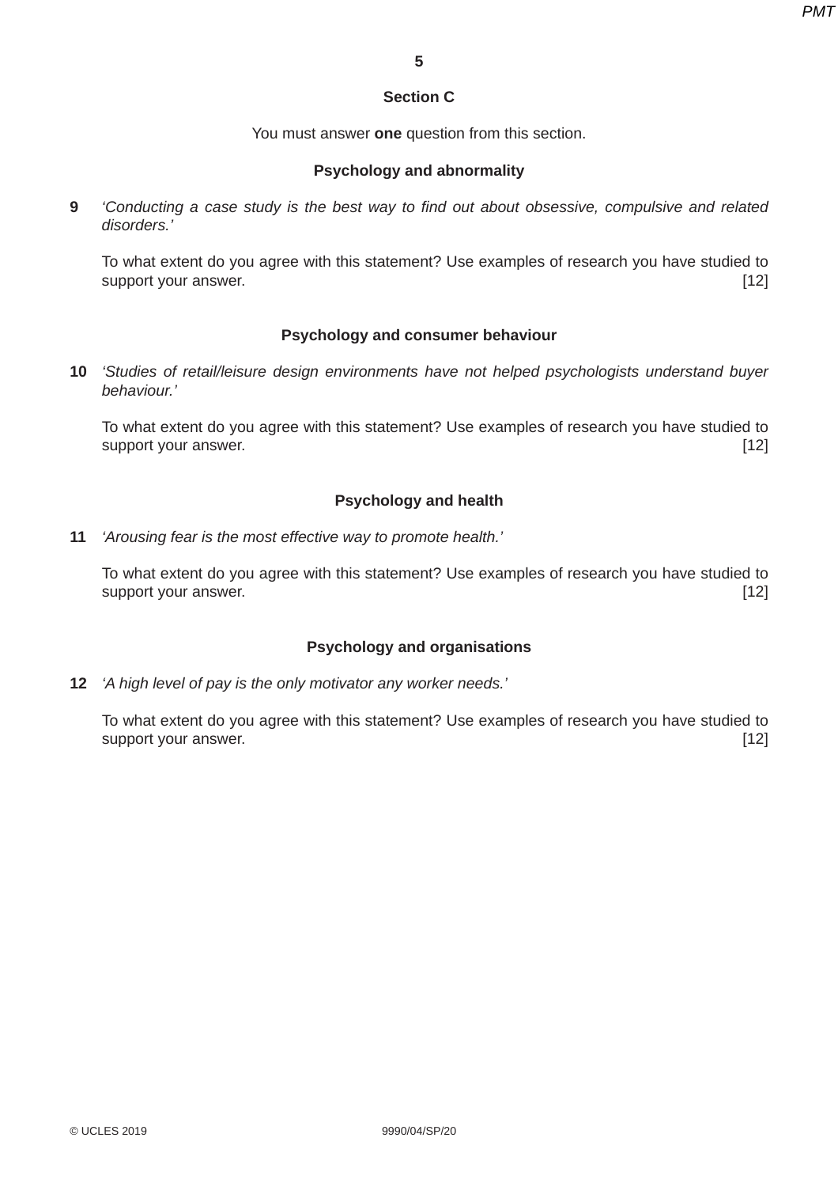## Section C

You must answer **one** question from this section.

### Psychology and abnormality

**9** *'Conducting a case study is the best way to find out about obsessive, compulsive and related disorders.'*

To what extent do you agree with this statement? Use examples of research you have studied to support your answer. [12]

### Psychology and consumer behaviour

**10** *'Studies of retail/leisure design environments have not helped psychologists understand buyer behaviour.'*

To what extent do you agree with this statement? Use examples of research you have studied to support your answer. [12]

### Psychology and health

**11** *'Arousing fear is the most effective way to promote health.'*

To what extent do you agree with this statement? Use examples of research you have studied to support your answer. [12]

### Psychology and organisations

**12** *'A high level of pay is the only motivator any worker needs.'*

To what extent do you agree with this statement? Use examples of research you have studied to support your answer. [12]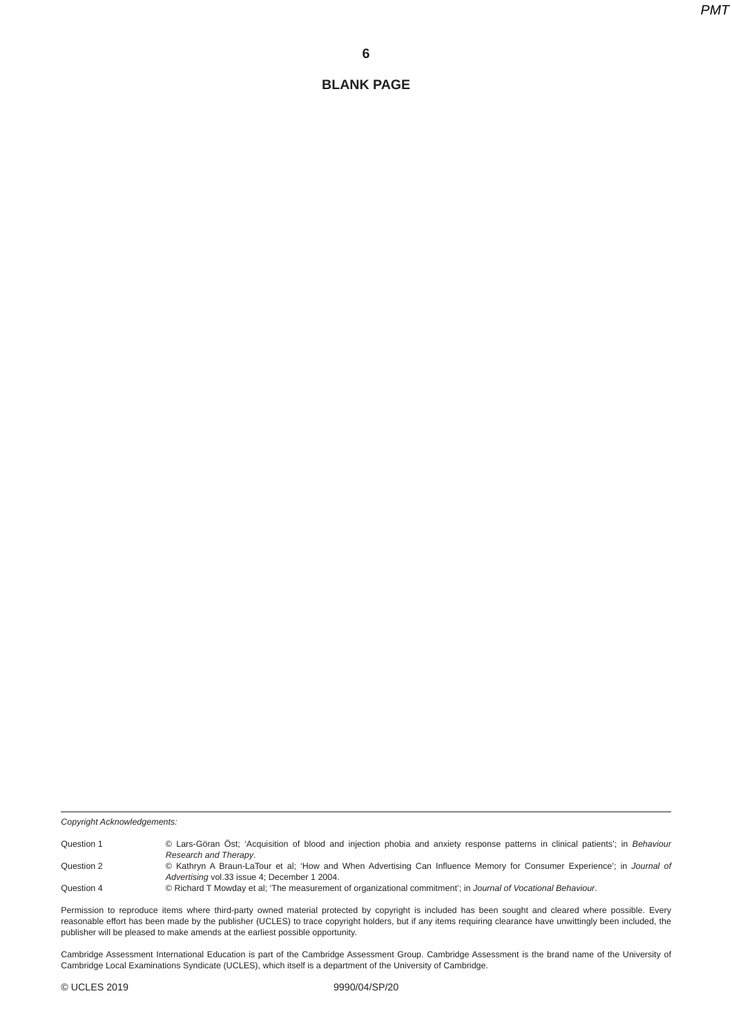**BLANK PAGE**

*Copyright Acknowledgements:*

| | |
|---|---|
| Question 1 | © Lars-Göran Öst; 'Acquisition of blood and injection phobia and anxiety response patterns in clinical patients'; in *Behaviour Research and Therapy*. |
| Question 2 | © Kathryn A Braun-LaTour et al; 'How and When Advertising Can Influence Memory for Consumer Experience'; in *Journal of Advertising* vol.33 issue 4; December 1 2004. |
| Question 4 | © Richard T Mowday et al; 'The measurement of organizational commitment'; in *Journal of Vocational Behaviour*. |

Permission to reproduce items where third-party owned material protected by copyright is included has been sought and cleared where possible. Every reasonable effort has been made by the publisher (UCLES) to trace copyright holders, but if any items requiring clearance have unwittingly been included, the publisher will be pleased to make amends at the earliest possible opportunity.

Cambridge Assessment International Education is part of the Cambridge Assessment Group. Cambridge Assessment is the brand name of the University of Cambridge Local Examinations Syndicate (UCLES), which itself is a department of the University of Cambridge.

© UCLES 2019 9990/04/SP/20